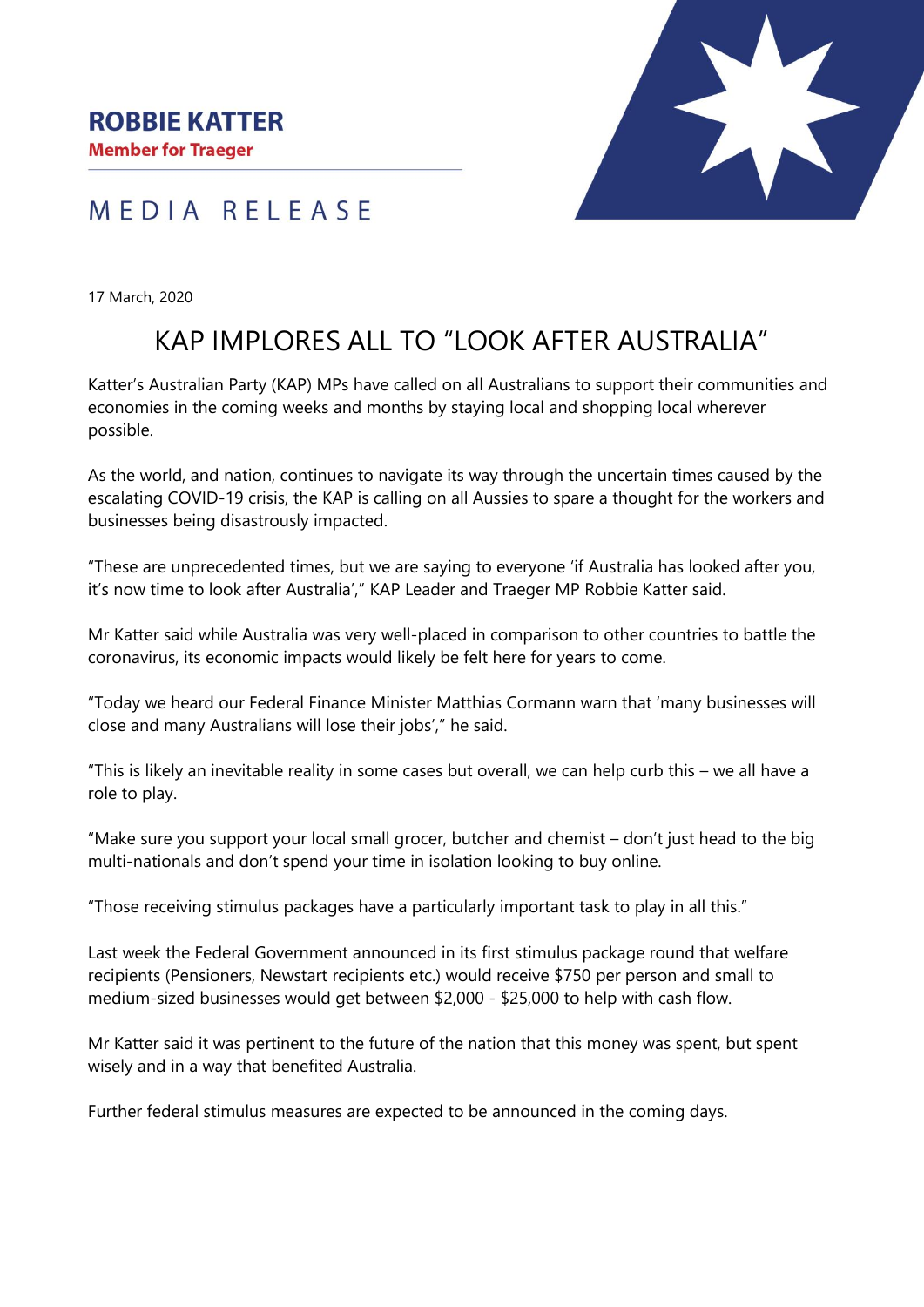**ROBBIE KATTER**
**Member for Traeger**

MEDIA RELEASE

17 March, 2020

# KAP IMPLORES ALL TO "LOOK AFTER AUSTRALIA"

Katter's Australian Party (KAP) MPs have called on all Australians to support their communities and economies in the coming weeks and months by staying local and shopping local wherever possible.

As the world, and nation, continues to navigate its way through the uncertain times caused by the escalating COVID-19 crisis, the KAP is calling on all Aussies to spare a thought for the workers and businesses being disastrously impacted.

"These are unprecedented times, but we are saying to everyone 'if Australia has looked after you, it's now time to look after Australia'," KAP Leader and Traeger MP Robbie Katter said.

Mr Katter said while Australia was very well-placed in comparison to other countries to battle the coronavirus, its economic impacts would likely be felt here for years to come.

"Today we heard our Federal Finance Minister Matthias Cormann warn that 'many businesses will close and many Australians will lose their jobs'," he said.

"This is likely an inevitable reality in some cases but overall, we can help curb this – we all have a role to play.

"Make sure you support your local small grocer, butcher and chemist – don't just head to the big multi-nationals and don't spend your time in isolation looking to buy online.

"Those receiving stimulus packages have a particularly important task to play in all this."

Last week the Federal Government announced in its first stimulus package round that welfare recipients (Pensioners, Newstart recipients etc.) would receive $750 per person and small to medium-sized businesses would get between $2,000 - $25,000 to help with cash flow.

Mr Katter said it was pertinent to the future of the nation that this money was spent, but spent wisely and in a way that benefited Australia.

Further federal stimulus measures are expected to be announced in the coming days.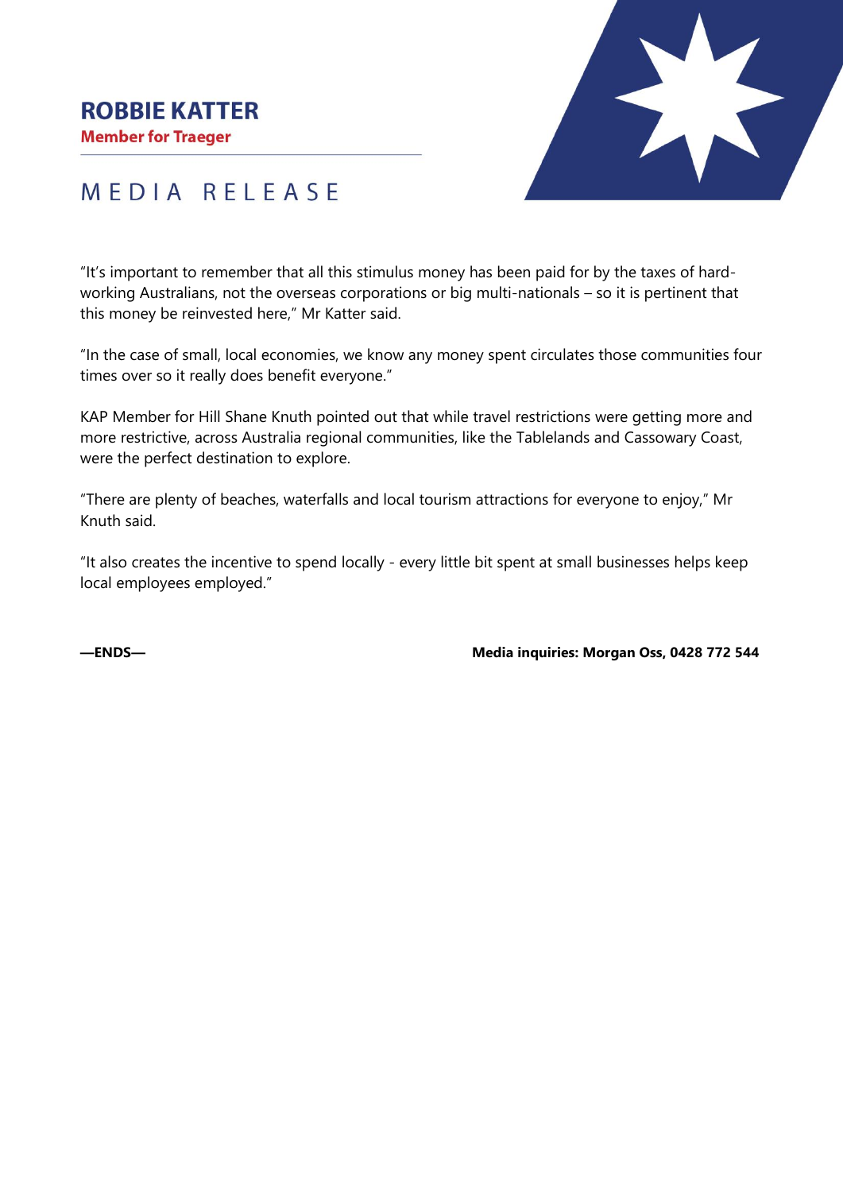**ROBBIE KATTER**

**Member for Traeger**

MEDIA RELEASE

"It's important to remember that all this stimulus money has been paid for by the taxes of hard-working Australians, not the overseas corporations or big multi-nationals – so it is pertinent that this money be reinvested here," Mr Katter said.

"In the case of small, local economies, we know any money spent circulates those communities four times over so it really does benefit everyone."

KAP Member for Hill Shane Knuth pointed out that while travel restrictions were getting more and more restrictive, across Australia regional communities, like the Tablelands and Cassowary Coast, were the perfect destination to explore.

"There are plenty of beaches, waterfalls and local tourism attractions for everyone to enjoy," Mr Knuth said.

"It also creates the incentive to spend locally - every little bit spent at small businesses helps keep local employees employed."

**—ENDS—**

**Media inquiries: Morgan Oss, 0428 772 544**